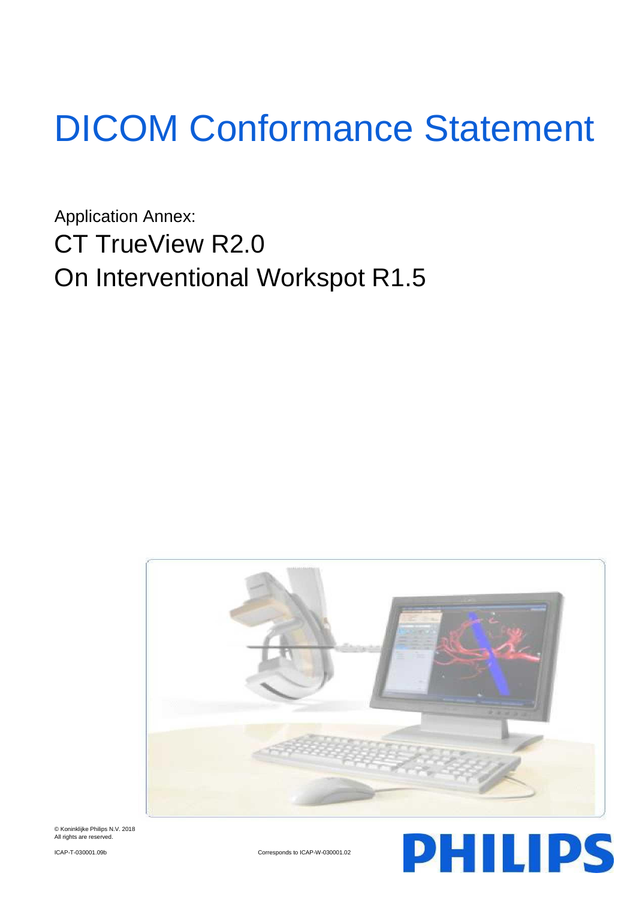# DICOM Conformance Statement

Application Annex:

## CT TrueView R2.0
## On Interventional Workspot R1.5

© Koninklijke Philips N.V. 2018
All rights are reserved.

ICAP-T-030001.09b

Corresponds to ICAP-W-030001.02

PHILIPS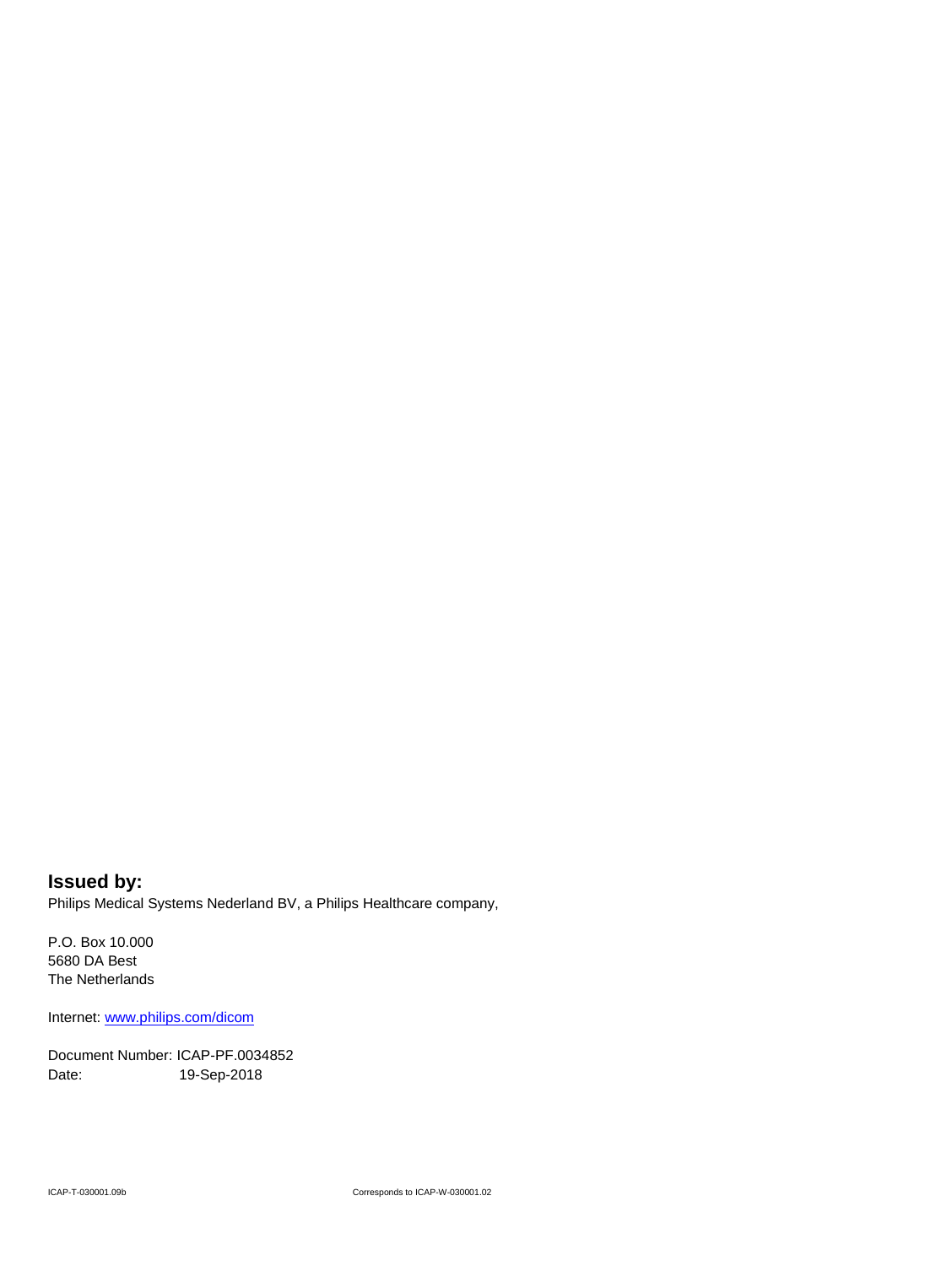**Issued by:**

Philips Medical Systems Nederland BV, a Philips Healthcare company,

P.O. Box 10.000
5680 DA Best
The Netherlands

Internet: www.philips.com/dicom

Document Number: ICAP-PF.0034852
Date: 19-Sep-2018

ICAP-T-030001.09b Corresponds to ICAP-W-030001.02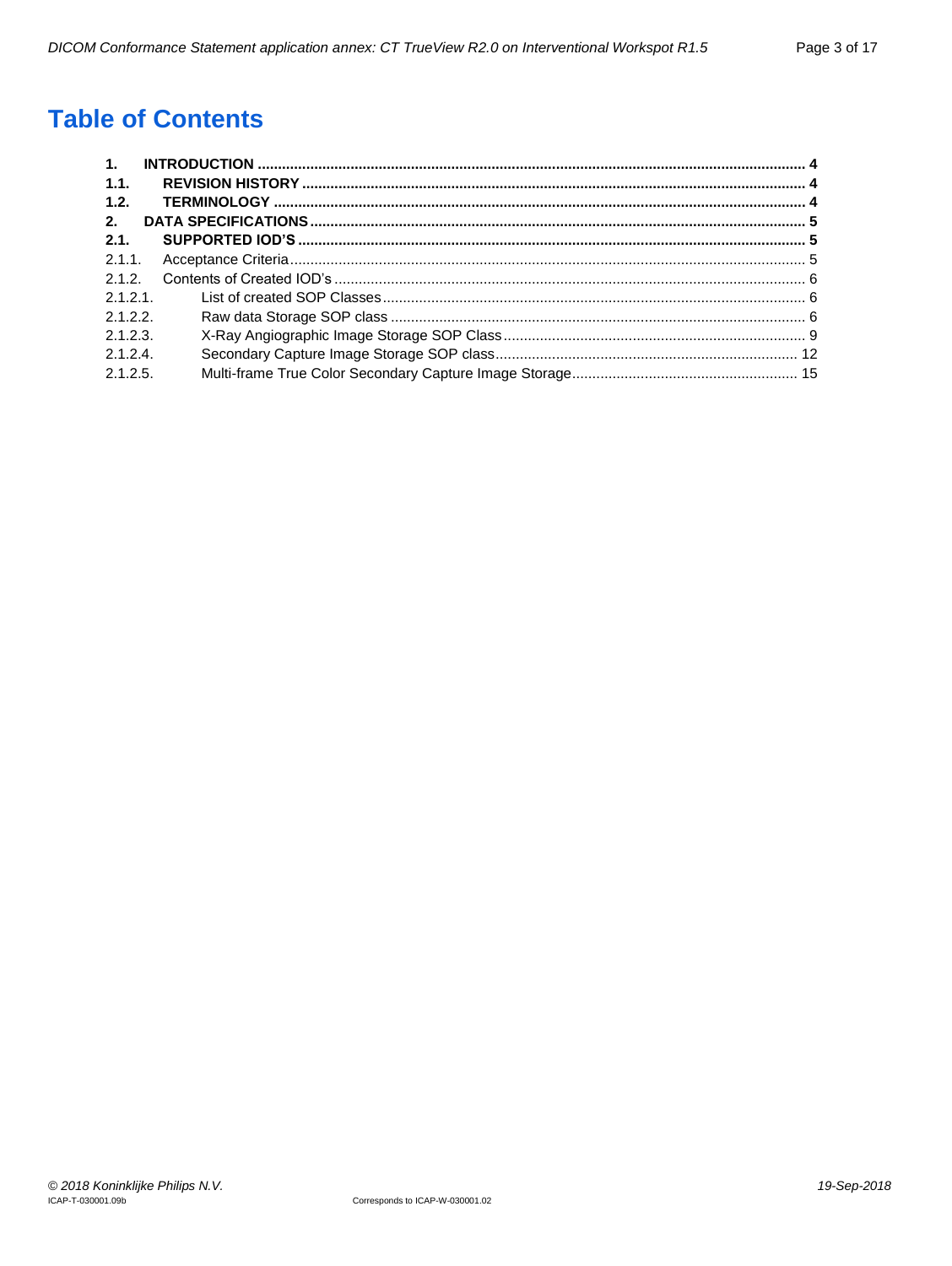# Table of Contents

| | | |
|---|---|---|
| **1.** | **INTRODUCTION** | **4** |
| **1.1.** | **REVISION HISTORY** | **4** |
| **1.2.** | **TERMINOLOGY** | **4** |
| **2.** | **DATA SPECIFICATIONS** | **5** |
| **2.1.** | **SUPPORTED IOD'S** | **5** |
| 2.1.1. | Acceptance Criteria | 5 |
| 2.1.2. | Contents of Created IOD's | 6 |
| 2.1.2.1. | List of created SOP Classes | 6 |
| 2.1.2.2. | Raw data Storage SOP class | 6 |
| 2.1.2.3. | X-Ray Angiographic Image Storage SOP Class | 9 |
| 2.1.2.4. | Secondary Capture Image Storage SOP class | 12 |
| 2.1.2.5. | Multi-frame True Color Secondary Capture Image Storage | 15 |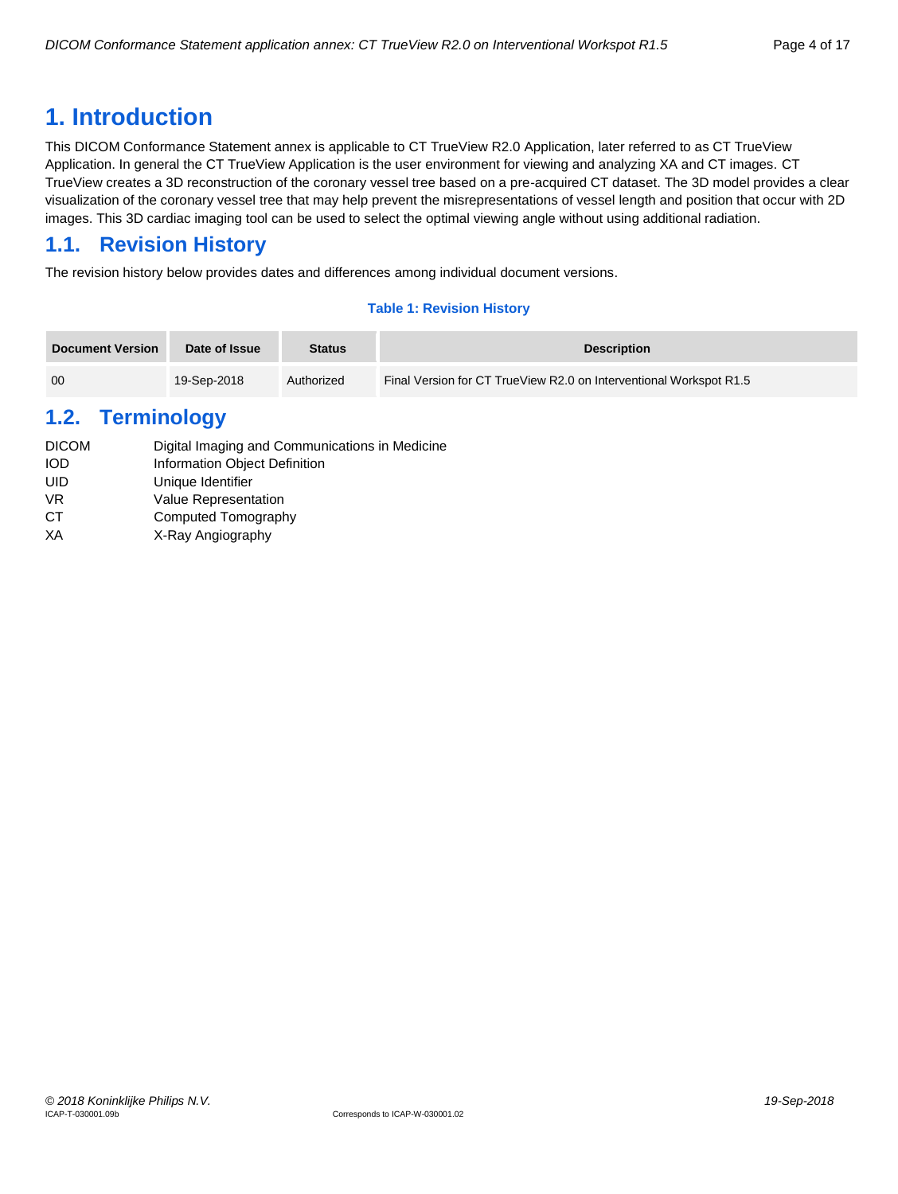# 1. Introduction

This DICOM Conformance Statement annex is applicable to CT TrueView R2.0 Application, later referred to as CT TrueView Application. In general the CT TrueView Application is the user environment for viewing and analyzing XA and CT images. CT TrueView creates a 3D reconstruction of the coronary vessel tree based on a pre-acquired CT dataset. The 3D model provides a clear visualization of the coronary vessel tree that may help prevent the misrepresentations of vessel length and position that occur with 2D images. This 3D cardiac imaging tool can be used to select the optimal viewing angle without using additional radiation.

## 1.1. Revision History

The revision history below provides dates and differences among individual document versions.

**Table 1: Revision History**

| Document Version | Date of Issue | Status | Description |
| --- | --- | --- | --- |
| 00 | 19-Sep-2018 | Authorized | Final Version for CT TrueView R2.0 on Interventional Workspot R1.5 |

## 1.2. Terminology

| | |
| --- | --- |
| DICOM | Digital Imaging and Communications in Medicine |
| IOD | Information Object Definition |
| UID | Unique Identifier |
| VR | Value Representation |
| CT | Computed Tomography |
| XA | X-Ray Angiography |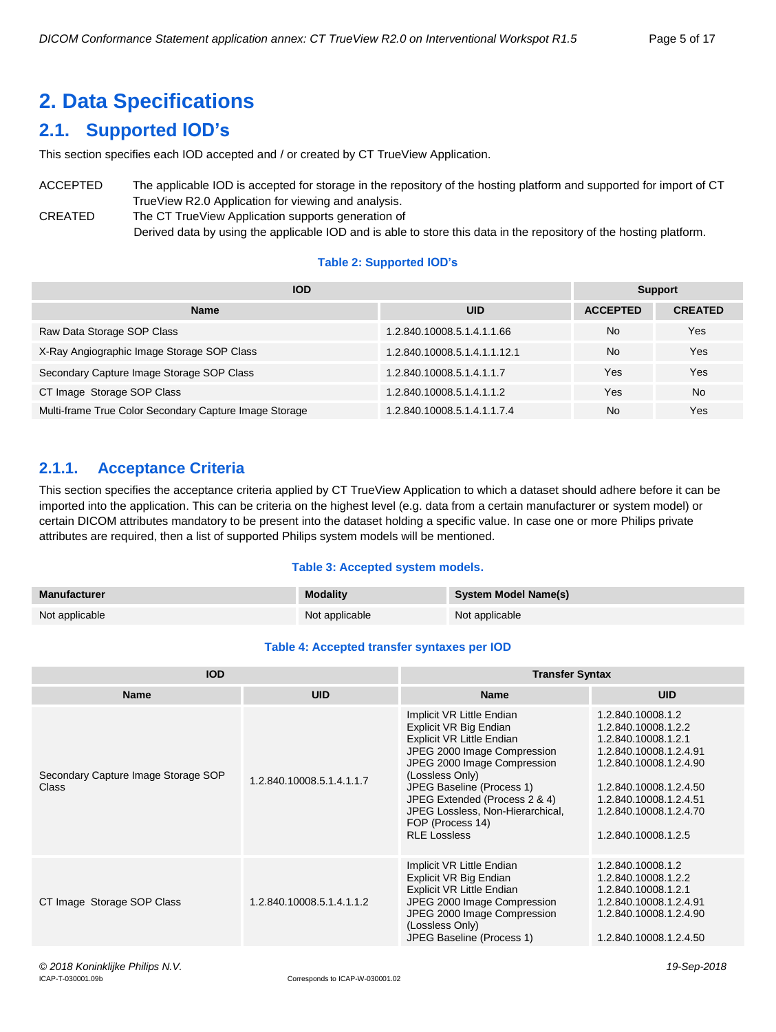# 2. Data Specifications

## 2.1. Supported IOD's

This section specifies each IOD accepted and / or created by CT TrueView Application.

ACCEPTED The applicable IOD is accepted for storage in the repository of the hosting platform and supported for import of CT TrueView R2.0 Application for viewing and analysis.

CREATED The CT TrueView Application supports generation of Derived data by using the applicable IOD and is able to store this data in the repository of the hosting platform.

**Table 2: Supported IOD's**

| IOD | | Support | |
|---|---|---|---|
| **Name** | **UID** | **ACCEPTED** | **CREATED** |
| Raw Data Storage SOP Class | 1.2.840.10008.5.1.4.1.1.66 | No | Yes |
| X-Ray Angiographic Image Storage SOP Class | 1.2.840.10008.5.1.4.1.1.12.1 | No | Yes |
| Secondary Capture Image Storage SOP Class | 1.2.840.10008.5.1.4.1.1.7 | Yes | Yes |
| CT Image Storage SOP Class | 1.2.840.10008.5.1.4.1.1.2 | Yes | No |
| Multi-frame True Color Secondary Capture Image Storage | 1.2.840.10008.5.1.4.1.1.7.4 | No | Yes |

### 2.1.1. Acceptance Criteria

This section specifies the acceptance criteria applied by CT TrueView Application to which a dataset should adhere before it can be imported into the application. This can be criteria on the highest level (e.g. data from a certain manufacturer or system model) or certain DICOM attributes mandatory to be present into the dataset holding a specific value. In case one or more Philips private attributes are required, then a list of supported Philips system models will be mentioned.

**Table 3: Accepted system models.**

| Manufacturer | Modality | System Model Name(s) |
|---|---|---|
| Not applicable | Not applicable | Not applicable |

**Table 4: Accepted transfer syntaxes per IOD**

| IOD | | Transfer Syntax | |
|---|---|---|---|
| **Name** | **UID** | **Name** | **UID** |
| Secondary Capture Image Storage SOP Class | 1.2.840.10008.5.1.4.1.1.7 | Implicit VR Little Endian<br>Explicit VR Big Endian<br>Explicit VR Little Endian<br>JPEG 2000 Image Compression<br>JPEG 2000 Image Compression (Lossless Only)<br>JPEG Baseline (Process 1)<br>JPEG Extended (Process 2 & 4)<br>JPEG Lossless, Non-Hierarchical, FOP (Process 14)<br>RLE Lossless | 1.2.840.10008.1.2<br>1.2.840.10008.1.2.2<br>1.2.840.10008.1.2.1<br>1.2.840.10008.1.2.4.91<br>1.2.840.10008.1.2.4.90<br>1.2.840.10008.1.2.4.50<br>1.2.840.10008.1.2.4.51<br>1.2.840.10008.1.2.4.70<br>1.2.840.10008.1.2.5 |
| CT Image Storage SOP Class | 1.2.840.10008.5.1.4.1.1.2 | Implicit VR Little Endian<br>Explicit VR Big Endian<br>Explicit VR Little Endian<br>JPEG 2000 Image Compression<br>JPEG 2000 Image Compression (Lossless Only)<br>JPEG Baseline (Process 1) | 1.2.840.10008.1.2<br>1.2.840.10008.1.2.2<br>1.2.840.10008.1.2.1<br>1.2.840.10008.1.2.4.91<br>1.2.840.10008.1.2.4.90<br>1.2.840.10008.1.2.4.50 |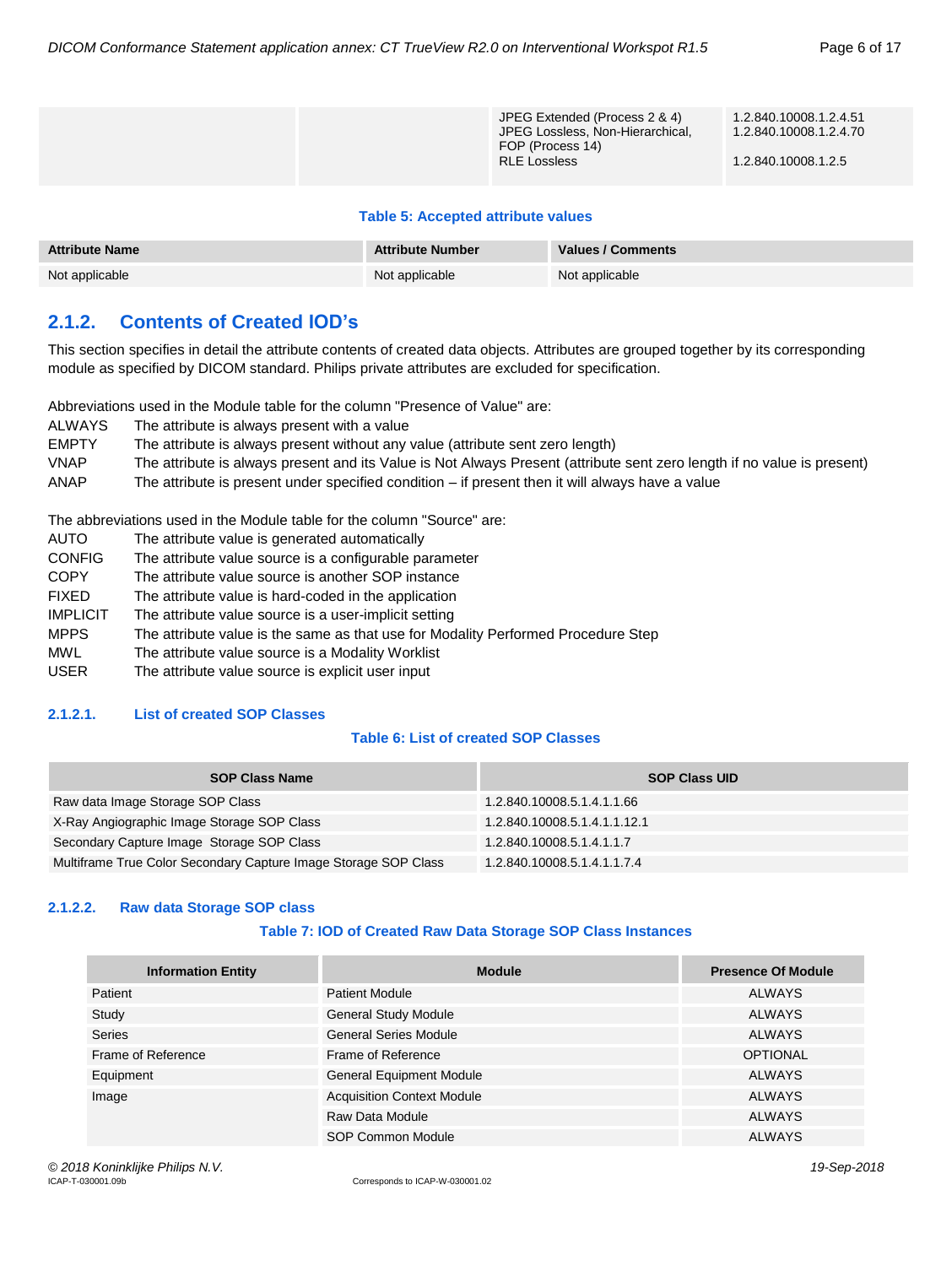| | | JPEG Extended (Process 2 & 4)<br>JPEG Lossless, Non-Hierarchical, FOP (Process 14)<br>RLE Lossless | 1.2.840.10008.1.2.4.51<br>1.2.840.10008.1.2.4.70<br><br>1.2.840.10008.1.2.5 |
|---|---|---|---|

**Table 5: Accepted attribute values**

| Attribute Name | Attribute Number | Values / Comments |
|---|---|---|
| Not applicable | Not applicable | Not applicable |

## 2.1.2. Contents of Created IOD's

This section specifies in detail the attribute contents of created data objects. Attributes are grouped together by its corresponding module as specified by DICOM standard. Philips private attributes are excluded for specification.

Abbreviations used in the Module table for the column "Presence of Value" are:

- ALWAYS The attribute is always present with a value
- EMPTY The attribute is always present without any value (attribute sent zero length)
- VNAP The attribute is always present and its Value is Not Always Present (attribute sent zero length if no value is present)
- ANAP The attribute is present under specified condition – if present then it will always have a value

The abbreviations used in the Module table for the column "Source" are:

- AUTO The attribute value is generated automatically
- CONFIG The attribute value source is a configurable parameter
- COPY The attribute value source is another SOP instance
- FIXED The attribute value is hard-coded in the application
- IMPLICIT The attribute value source is a user-implicit setting
- MPPS The attribute value is the same as that use for Modality Performed Procedure Step
- MWL The attribute value source is a Modality Worklist
- USER The attribute value source is explicit user input

### 2.1.2.1. List of created SOP Classes

**Table 6: List of created SOP Classes**

| SOP Class Name | SOP Class UID |
|---|---|
| Raw data Image Storage SOP Class | 1.2.840.10008.5.1.4.1.1.66 |
| X-Ray Angiographic Image Storage SOP Class | 1.2.840.10008.5.1.4.1.1.12.1 |
| Secondary Capture Image Storage SOP Class | 1.2.840.10008.5.1.4.1.1.7 |
| Multiframe True Color Secondary Capture Image Storage SOP Class | 1.2.840.10008.5.1.4.1.1.7.4 |

### 2.1.2.2. Raw data Storage SOP class

**Table 7: IOD of Created Raw Data Storage SOP Class Instances**

| Information Entity | Module | Presence Of Module |
|---|---|---|
| Patient | Patient Module | ALWAYS |
| Study | General Study Module | ALWAYS |
| Series | General Series Module | ALWAYS |
| Frame of Reference | Frame of Reference | OPTIONAL |
| Equipment | General Equipment Module | ALWAYS |
| Image | Acquisition Context Module | ALWAYS |
| | Raw Data Module | ALWAYS |
| | SOP Common Module | ALWAYS |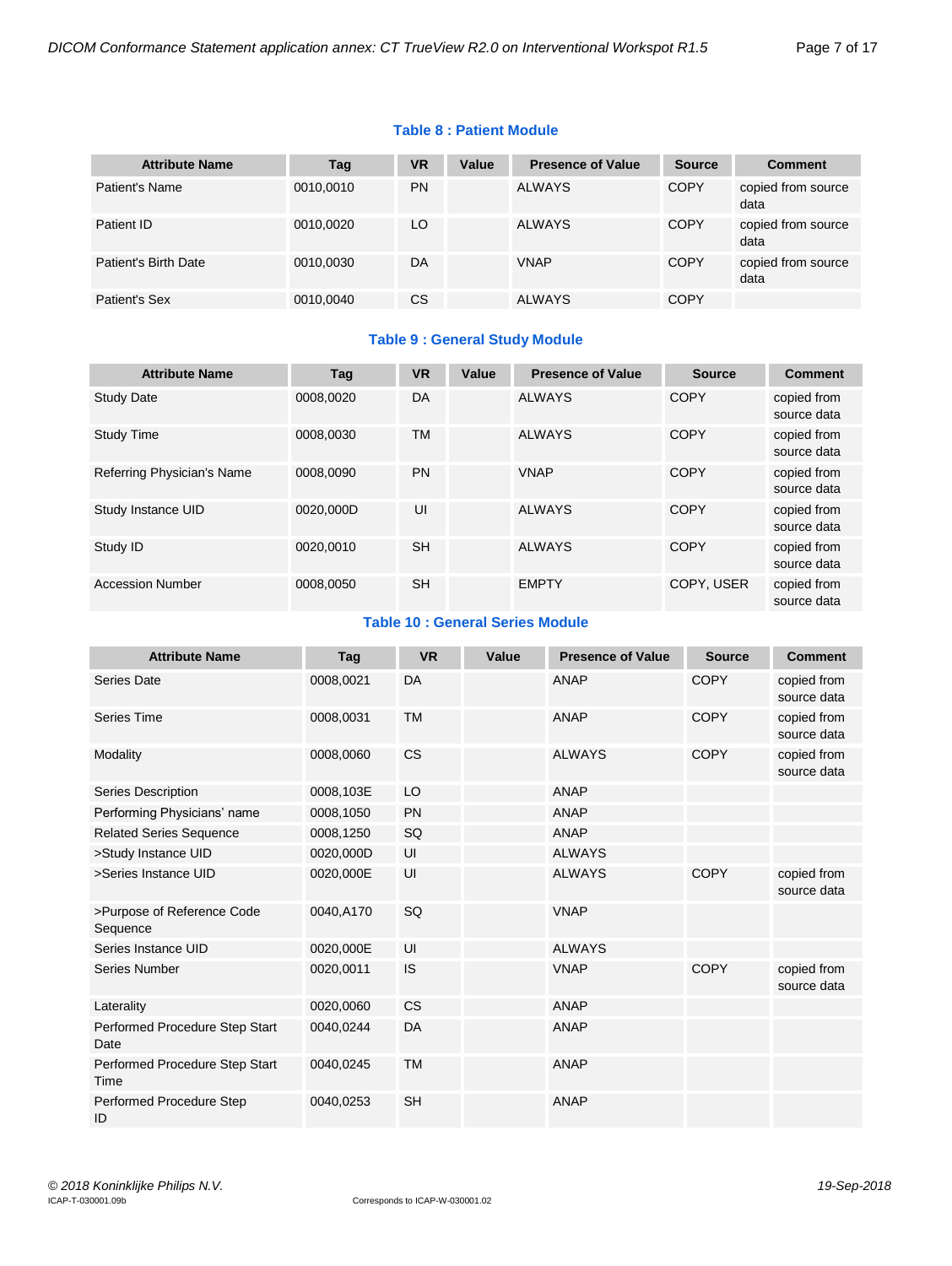**Table 8 : Patient Module**

| Attribute Name | Tag | VR | Value | Presence of Value | Source | Comment |
|---|---|---|---|---|---|---|
| Patient's Name | 0010,0010 | PN | | ALWAYS | COPY | copied from source data |
| Patient ID | 0010,0020 | LO | | ALWAYS | COPY | copied from source data |
| Patient's Birth Date | 0010,0030 | DA | | VNAP | COPY | copied from source data |
| Patient's Sex | 0010,0040 | CS | | ALWAYS | COPY | |

**Table 9 : General Study Module**

| Attribute Name | Tag | VR | Value | Presence of Value | Source | Comment |
|---|---|---|---|---|---|---|
| Study Date | 0008,0020 | DA | | ALWAYS | COPY | copied from source data |
| Study Time | 0008,0030 | TM | | ALWAYS | COPY | copied from source data |
| Referring Physician's Name | 0008,0090 | PN | | VNAP | COPY | copied from source data |
| Study Instance UID | 0020,000D | UI | | ALWAYS | COPY | copied from source data |
| Study ID | 0020,0010 | SH | | ALWAYS | COPY | copied from source data |
| Accession Number | 0008,0050 | SH | | EMPTY | COPY, USER | copied from source data |

**Table 10 : General Series Module**

| Attribute Name | Tag | VR | Value | Presence of Value | Source | Comment |
|---|---|---|---|---|---|---|
| Series Date | 0008,0021 | DA | | ANAP | COPY | copied from source data |
| Series Time | 0008,0031 | TM | | ANAP | COPY | copied from source data |
| Modality | 0008,0060 | CS | | ALWAYS | COPY | copied from source data |
| Series Description | 0008,103E | LO | | ANAP | | |
| Performing Physicians' name | 0008,1050 | PN | | ANAP | | |
| Related Series Sequence | 0008,1250 | SQ | | ANAP | | |
| >Study Instance UID | 0020,000D | UI | | ALWAYS | | |
| >Series Instance UID | 0020,000E | UI | | ALWAYS | COPY | copied from source data |
| >Purpose of Reference Code Sequence | 0040,A170 | SQ | | VNAP | | |
| Series Instance UID | 0020,000E | UI | | ALWAYS | | |
| Series Number | 0020,0011 | IS | | VNAP | COPY | copied from source data |
| Laterality | 0020,0060 | CS | | ANAP | | |
| Performed Procedure Step Start Date | 0040,0244 | DA | | ANAP | | |
| Performed Procedure Step Start Time | 0040,0245 | TM | | ANAP | | |
| Performed Procedure Step ID | 0040,0253 | SH | | ANAP | | |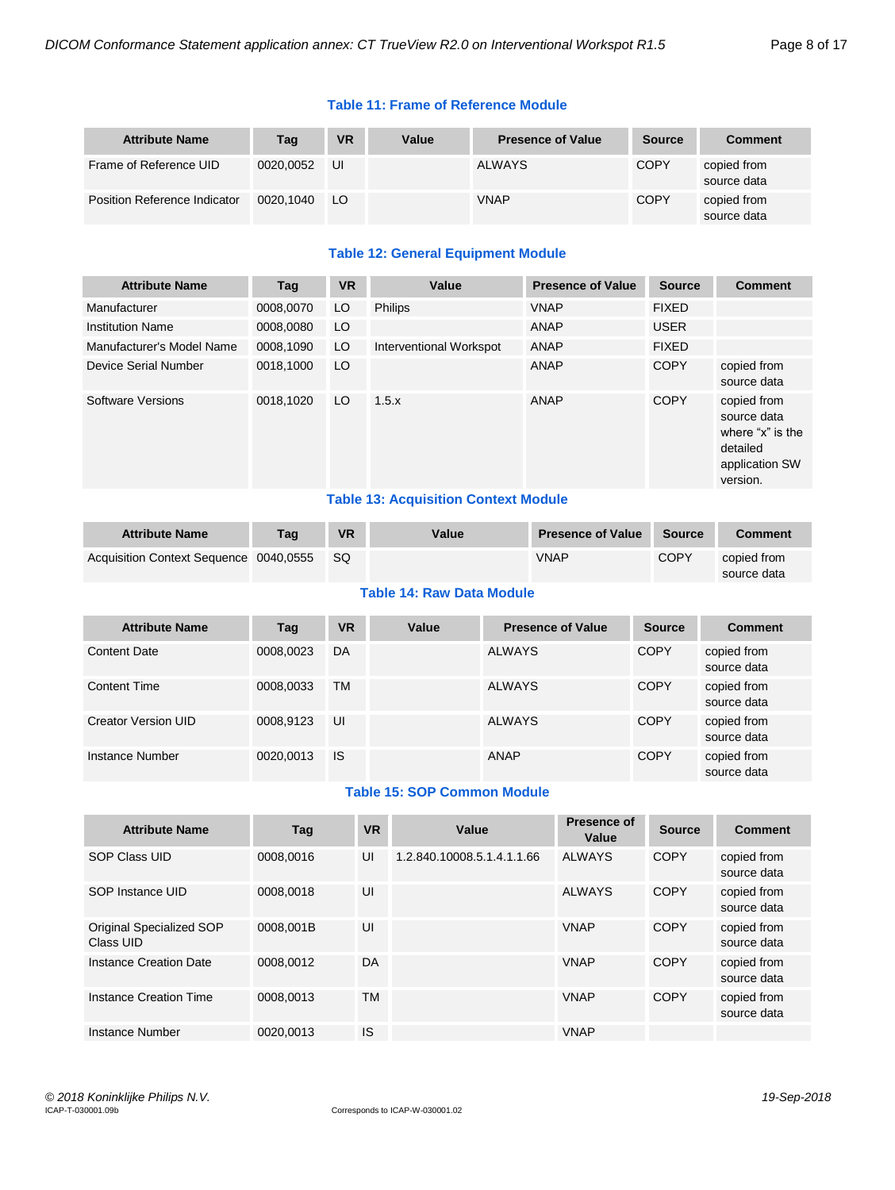**Table 11: Frame of Reference Module**

| Attribute Name | Tag | VR | Value | Presence of Value | Source | Comment |
|---|---|---|---|---|---|---|
| Frame of Reference UID | 0020,0052 | UI | | ALWAYS | COPY | copied from source data |
| Position Reference Indicator | 0020,1040 | LO | | VNAP | COPY | copied from source data |

**Table 12: General Equipment Module**

| Attribute Name | Tag | VR | Value | Presence of Value | Source | Comment |
|---|---|---|---|---|---|---|
| Manufacturer | 0008,0070 | LO | Philips | VNAP | FIXED | |
| Institution Name | 0008,0080 | LO | | ANAP | USER | |
| Manufacturer's Model Name | 0008,1090 | LO | Interventional Workspot | ANAP | FIXED | |
| Device Serial Number | 0018,1000 | LO | | ANAP | COPY | copied from source data |
| Software Versions | 0018,1020 | LO | 1.5.x | ANAP | COPY | copied from source data where "x" is the detailed application SW version. |

**Table 13: Acquisition Context Module**

| Attribute Name | Tag | VR | Value | Presence of Value | Source | Comment |
|---|---|---|---|---|---|---|
| Acquisition Context Sequence | 0040,0555 | SQ | | VNAP | COPY | copied from source data |

**Table 14: Raw Data Module**

| Attribute Name | Tag | VR | Value | Presence of Value | Source | Comment |
|---|---|---|---|---|---|---|
| Content Date | 0008,0023 | DA | | ALWAYS | COPY | copied from source data |
| Content Time | 0008,0033 | TM | | ALWAYS | COPY | copied from source data |
| Creator Version UID | 0008,9123 | UI | | ALWAYS | COPY | copied from source data |
| Instance Number | 0020,0013 | IS | | ANAP | COPY | copied from source data |

**Table 15: SOP Common Module**

| Attribute Name | Tag | VR | Value | Presence of Value | Source | Comment |
|---|---|---|---|---|---|---|
| SOP Class UID | 0008,0016 | UI | 1.2.840.10008.5.1.4.1.1.66 | ALWAYS | COPY | copied from source data |
| SOP Instance UID | 0008,0018 | UI | | ALWAYS | COPY | copied from source data |
| Original Specialized SOP Class UID | 0008,001B | UI | | VNAP | COPY | copied from source data |
| Instance Creation Date | 0008,0012 | DA | | VNAP | COPY | copied from source data |
| Instance Creation Time | 0008,0013 | TM | | VNAP | COPY | copied from source data |
| Instance Number | 0020,0013 | IS | | VNAP | | |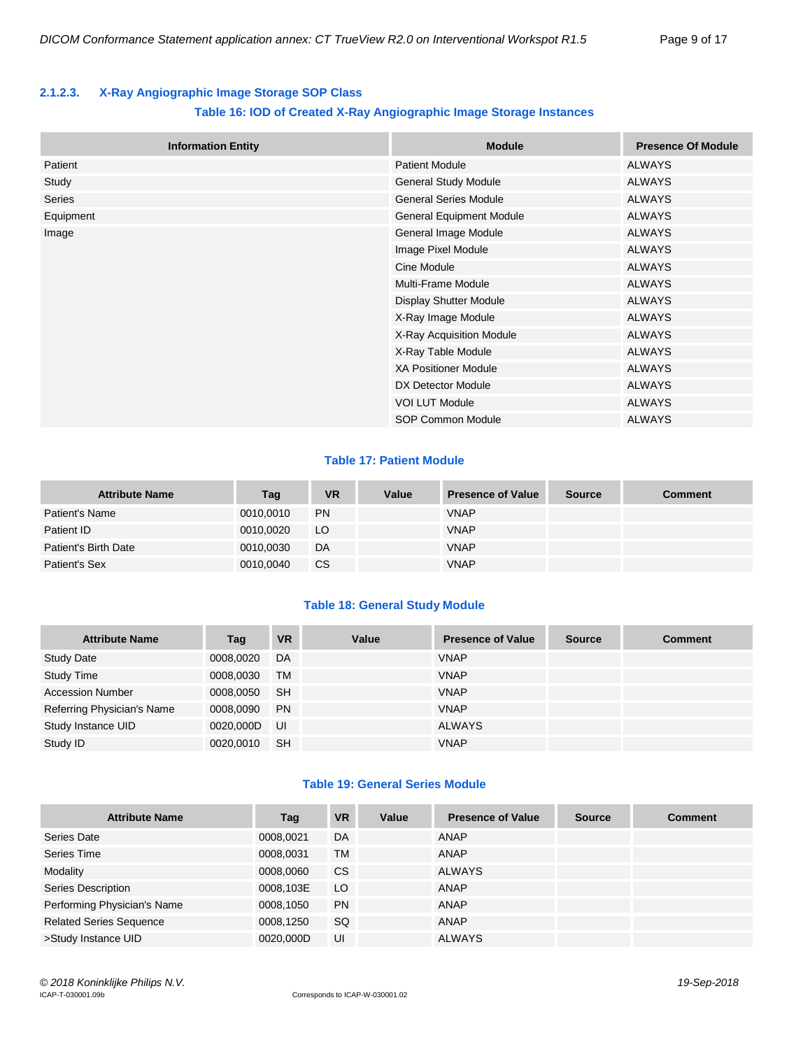### 2.1.2.3. X-Ray Angiographic Image Storage SOP Class

**Table 16: IOD of Created X-Ray Angiographic Image Storage Instances**

| Information Entity | Module | Presence Of Module |
|---|---|---|
| Patient | Patient Module | ALWAYS |
| Study | General Study Module | ALWAYS |
| Series | General Series Module | ALWAYS |
| Equipment | General Equipment Module | ALWAYS |
| Image | General Image Module | ALWAYS |
| | Image Pixel Module | ALWAYS |
| | Cine Module | ALWAYS |
| | Multi-Frame Module | ALWAYS |
| | Display Shutter Module | ALWAYS |
| | X-Ray Image Module | ALWAYS |
| | X-Ray Acquisition Module | ALWAYS |
| | X-Ray Table Module | ALWAYS |
| | XA Positioner Module | ALWAYS |
| | DX Detector Module | ALWAYS |
| | VOI LUT Module | ALWAYS |
| | SOP Common Module | ALWAYS |

**Table 17: Patient Module**

| Attribute Name | Tag | VR | Value | Presence of Value | Source | Comment |
|---|---|---|---|---|---|---|
| Patient's Name | 0010,0010 | PN | | VNAP | | |
| Patient ID | 0010,0020 | LO | | VNAP | | |
| Patient's Birth Date | 0010,0030 | DA | | VNAP | | |
| Patient's Sex | 0010,0040 | CS | | VNAP | | |

**Table 18: General Study Module**

| Attribute Name | Tag | VR | Value | Presence of Value | Source | Comment |
|---|---|---|---|---|---|---|
| Study Date | 0008,0020 | DA | | VNAP | | |
| Study Time | 0008,0030 | TM | | VNAP | | |
| Accession Number | 0008,0050 | SH | | VNAP | | |
| Referring Physician's Name | 0008,0090 | PN | | VNAP | | |
| Study Instance UID | 0020,000D | UI | | ALWAYS | | |
| Study ID | 0020,0010 | SH | | VNAP | | |

**Table 19: General Series Module**

| Attribute Name | Tag | VR | Value | Presence of Value | Source | Comment |
|---|---|---|---|---|---|---|
| Series Date | 0008,0021 | DA | | ANAP | | |
| Series Time | 0008,0031 | TM | | ANAP | | |
| Modality | 0008,0060 | CS | | ALWAYS | | |
| Series Description | 0008,103E | LO | | ANAP | | |
| Performing Physician's Name | 0008,1050 | PN | | ANAP | | |
| Related Series Sequence | 0008,1250 | SQ | | ANAP | | |
| >Study Instance UID | 0020,000D | UI | | ALWAYS | | |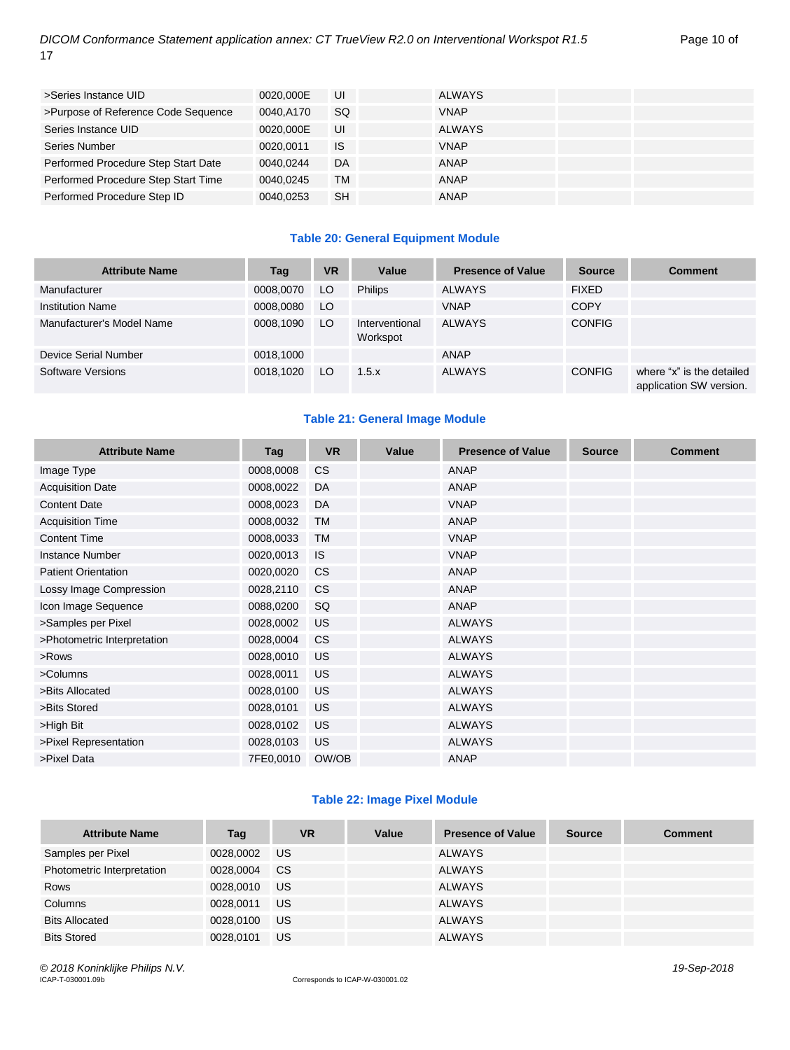| >Series Instance UID | 0020,000E | UI | | ALWAYS | | |
|---|---|---|---|---|---|---|
| >Purpose of Reference Code Sequence | 0040,A170 | SQ | | VNAP | | |
| Series Instance UID | 0020,000E | UI | | ALWAYS | | |
| Series Number | 0020,0011 | IS | | VNAP | | |
| Performed Procedure Step Start Date | 0040,0244 | DA | | ANAP | | |
| Performed Procedure Step Start Time | 0040,0245 | TM | | ANAP | | |
| Performed Procedure Step ID | 0040,0253 | SH | | ANAP | | |

**Table 20: General Equipment Module**

| Attribute Name | Tag | VR | Value | Presence of Value | Source | Comment |
|---|---|---|---|---|---|---|
| Manufacturer | 0008,0070 | LO | Philips | ALWAYS | FIXED | |
| Institution Name | 0008,0080 | LO | | VNAP | COPY | |
| Manufacturer's Model Name | 0008,1090 | LO | Interventional Workspot | ALWAYS | CONFIG | |
| Device Serial Number | 0018,1000 | | | ANAP | | |
| Software Versions | 0018,1020 | LO | 1.5.x | ALWAYS | CONFIG | where "x" is the detailed application SW version. |

**Table 21: General Image Module**

| Attribute Name | Tag | VR | Value | Presence of Value | Source | Comment |
|---|---|---|---|---|---|---|
| Image Type | 0008,0008 | CS | | ANAP | | |
| Acquisition Date | 0008,0022 | DA | | ANAP | | |
| Content Date | 0008,0023 | DA | | VNAP | | |
| Acquisition Time | 0008,0032 | TM | | ANAP | | |
| Content Time | 0008,0033 | TM | | VNAP | | |
| Instance Number | 0020,0013 | IS | | VNAP | | |
| Patient Orientation | 0020,0020 | CS | | ANAP | | |
| Lossy Image Compression | 0028,2110 | CS | | ANAP | | |
| Icon Image Sequence | 0088,0200 | SQ | | ANAP | | |
| >Samples per Pixel | 0028,0002 | US | | ALWAYS | | |
| >Photometric Interpretation | 0028,0004 | CS | | ALWAYS | | |
| >Rows | 0028,0010 | US | | ALWAYS | | |
| >Columns | 0028,0011 | US | | ALWAYS | | |
| >Bits Allocated | 0028,0100 | US | | ALWAYS | | |
| >Bits Stored | 0028,0101 | US | | ALWAYS | | |
| >High Bit | 0028,0102 | US | | ALWAYS | | |
| >Pixel Representation | 0028,0103 | US | | ALWAYS | | |
| >Pixel Data | 7FE0,0010 | OW/OB | | ANAP | | |

**Table 22: Image Pixel Module**

| Attribute Name | Tag | VR | Value | Presence of Value | Source | Comment |
|---|---|---|---|---|---|---|
| Samples per Pixel | 0028,0002 | US | | ALWAYS | | |
| Photometric Interpretation | 0028,0004 | CS | | ALWAYS | | |
| Rows | 0028,0010 | US | | ALWAYS | | |
| Columns | 0028,0011 | US | | ALWAYS | | |
| Bits Allocated | 0028,0100 | US | | ALWAYS | | |
| Bits Stored | 0028,0101 | US | | ALWAYS | | |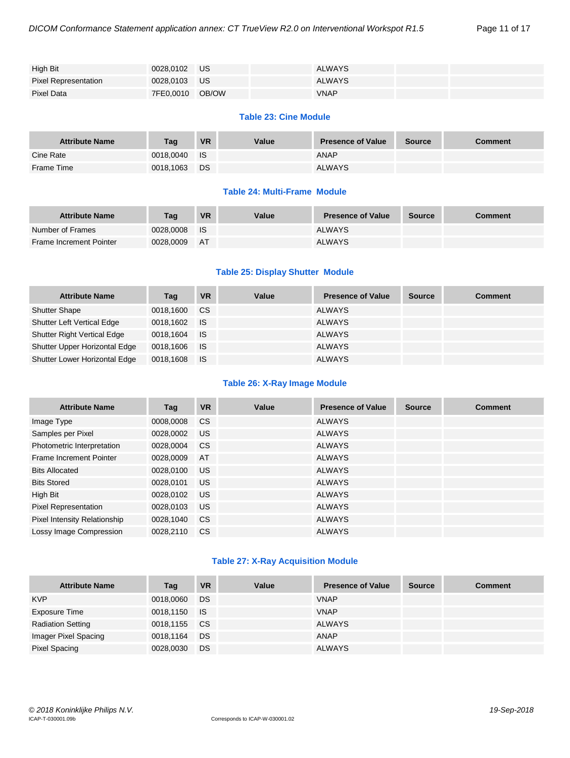| High Bit | 0028,0102 | US | | ALWAYS | | |
|---|---|---|---|---|---|---|
| Pixel Representation | 0028,0103 | US | | ALWAYS | | |
| Pixel Data | 7FE0,0010 | OB/OW | | VNAP | | |

### Table 23: Cine Module

| Attribute Name | Tag | VR | Value | Presence of Value | Source | Comment |
|---|---|---|---|---|---|---|
| Cine Rate | 0018,0040 | IS | | ANAP | | |
| Frame Time | 0018,1063 | DS | | ALWAYS | | |

### Table 24: Multi-Frame Module

| Attribute Name | Tag | VR | Value | Presence of Value | Source | Comment |
|---|---|---|---|---|---|---|
| Number of Frames | 0028,0008 | IS | | ALWAYS | | |
| Frame Increment Pointer | 0028,0009 | AT | | ALWAYS | | |

### Table 25: Display Shutter Module

| Attribute Name | Tag | VR | Value | Presence of Value | Source | Comment |
|---|---|---|---|---|---|---|
| Shutter Shape | 0018,1600 | CS | | ALWAYS | | |
| Shutter Left Vertical Edge | 0018,1602 | IS | | ALWAYS | | |
| Shutter Right Vertical Edge | 0018,1604 | IS | | ALWAYS | | |
| Shutter Upper Horizontal Edge | 0018,1606 | IS | | ALWAYS | | |
| Shutter Lower Horizontal Edge | 0018,1608 | IS | | ALWAYS | | |

### Table 26: X-Ray Image Module

| Attribute Name | Tag | VR | Value | Presence of Value | Source | Comment |
|---|---|---|---|---|---|---|
| Image Type | 0008,0008 | CS | | ALWAYS | | |
| Samples per Pixel | 0028,0002 | US | | ALWAYS | | |
| Photometric Interpretation | 0028,0004 | CS | | ALWAYS | | |
| Frame Increment Pointer | 0028,0009 | AT | | ALWAYS | | |
| Bits Allocated | 0028,0100 | US | | ALWAYS | | |
| Bits Stored | 0028,0101 | US | | ALWAYS | | |
| High Bit | 0028,0102 | US | | ALWAYS | | |
| Pixel Representation | 0028,0103 | US | | ALWAYS | | |
| Pixel Intensity Relationship | 0028,1040 | CS | | ALWAYS | | |
| Lossy Image Compression | 0028,2110 | CS | | ALWAYS | | |

### Table 27: X-Ray Acquisition Module

| Attribute Name | Tag | VR | Value | Presence of Value | Source | Comment |
|---|---|---|---|---|---|---|
| KVP | 0018,0060 | DS | | VNAP | | |
| Exposure Time | 0018,1150 | IS | | VNAP | | |
| Radiation Setting | 0018,1155 | CS | | ALWAYS | | |
| Imager Pixel Spacing | 0018,1164 | DS | | ANAP | | |
| Pixel Spacing | 0028,0030 | DS | | ALWAYS | | |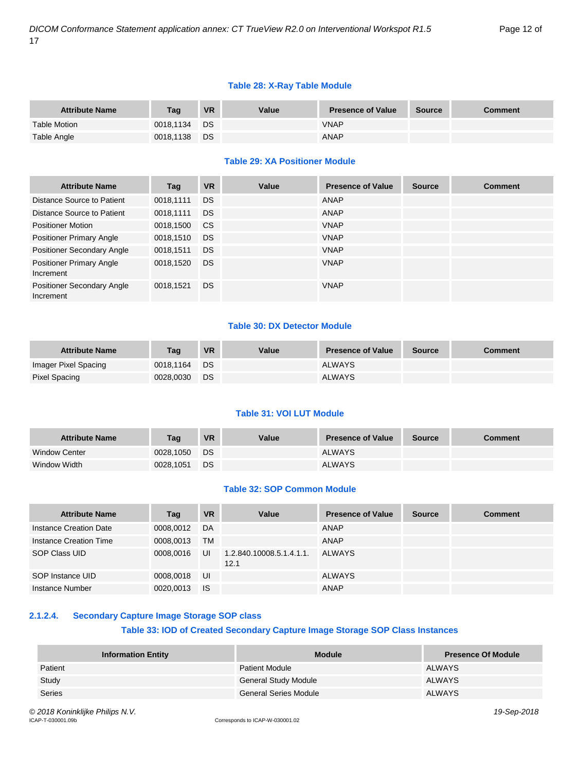**Table 28: X-Ray Table Module**

| Attribute Name | Tag | VR | Value | Presence of Value | Source | Comment |
|---|---|---|---|---|---|---|
| Table Motion | 0018,1134 | DS | | VNAP | | |
| Table Angle | 0018,1138 | DS | | ANAP | | |

**Table 29: XA Positioner Module**

| Attribute Name | Tag | VR | Value | Presence of Value | Source | Comment |
|---|---|---|---|---|---|---|
| Distance Source to Patient | 0018,1111 | DS | | ANAP | | |
| Distance Source to Patient | 0018,1111 | DS | | ANAP | | |
| Positioner Motion | 0018,1500 | CS | | VNAP | | |
| Positioner Primary Angle | 0018,1510 | DS | | VNAP | | |
| Positioner Secondary Angle | 0018,1511 | DS | | VNAP | | |
| Positioner Primary Angle Increment | 0018,1520 | DS | | VNAP | | |
| Positioner Secondary Angle Increment | 0018,1521 | DS | | VNAP | | |

**Table 30: DX Detector Module**

| Attribute Name | Tag | VR | Value | Presence of Value | Source | Comment |
|---|---|---|---|---|---|---|
| Imager Pixel Spacing | 0018,1164 | DS | | ALWAYS | | |
| Pixel Spacing | 0028,0030 | DS | | ALWAYS | | |

**Table 31: VOI LUT Module**

| Attribute Name | Tag | VR | Value | Presence of Value | Source | Comment |
|---|---|---|---|---|---|---|
| Window Center | 0028,1050 | DS | | ALWAYS | | |
| Window Width | 0028,1051 | DS | | ALWAYS | | |

**Table 32: SOP Common Module**

| Attribute Name | Tag | VR | Value | Presence of Value | Source | Comment |
|---|---|---|---|---|---|---|
| Instance Creation Date | 0008,0012 | DA | | ANAP | | |
| Instance Creation Time | 0008,0013 | TM | | ANAP | | |
| SOP Class UID | 0008,0016 | UI | 1.2.840.10008.5.1.4.1.1.12.1 | ALWAYS | | |
| SOP Instance UID | 0008,0018 | UI | | ALWAYS | | |
| Instance Number | 0020,0013 | IS | | ANAP | | |

### 2.1.2.4. Secondary Capture Image Storage SOP class

**Table 33: IOD of Created Secondary Capture Image Storage SOP Class Instances**

| Information Entity | Module | Presence Of Module |
|---|---|---|
| Patient | Patient Module | ALWAYS |
| Study | General Study Module | ALWAYS |
| Series | General Series Module | ALWAYS |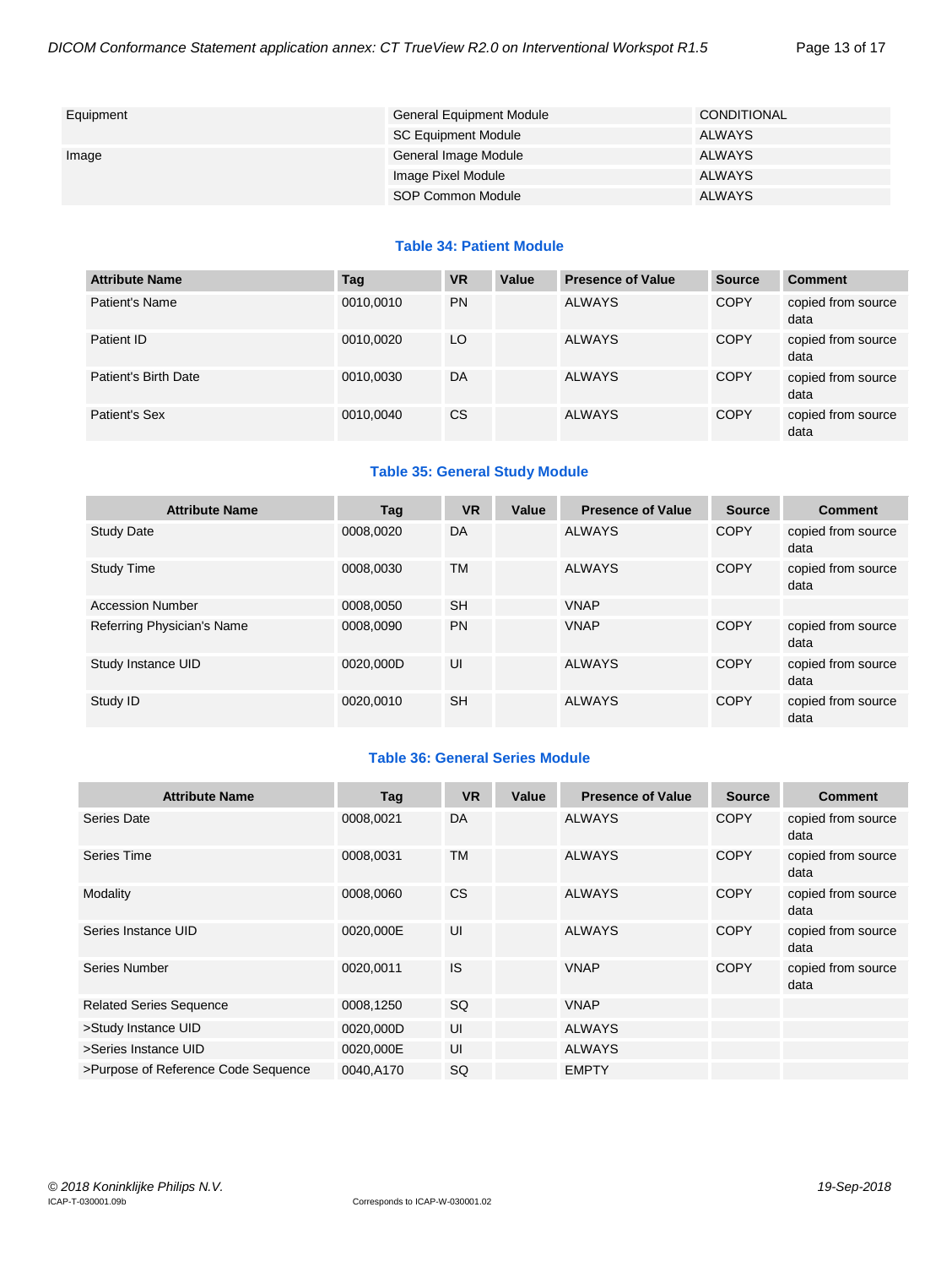| | | |
|---|---|---|
| Equipment | General Equipment Module | CONDITIONAL |
| | SC Equipment Module | ALWAYS |
| Image | General Image Module | ALWAYS |
| | Image Pixel Module | ALWAYS |
| | SOP Common Module | ALWAYS |

### Table 34: Patient Module

| Attribute Name | Tag | VR | Value | Presence of Value | Source | Comment |
|---|---|---|---|---|---|---|
| Patient's Name | 0010,0010 | PN | | ALWAYS | COPY | copied from source data |
| Patient ID | 0010,0020 | LO | | ALWAYS | COPY | copied from source data |
| Patient's Birth Date | 0010,0030 | DA | | ALWAYS | COPY | copied from source data |
| Patient's Sex | 0010,0040 | CS | | ALWAYS | COPY | copied from source data |

### Table 35: General Study Module

| Attribute Name | Tag | VR | Value | Presence of Value | Source | Comment |
|---|---|---|---|---|---|---|
| Study Date | 0008,0020 | DA | | ALWAYS | COPY | copied from source data |
| Study Time | 0008,0030 | TM | | ALWAYS | COPY | copied from source data |
| Accession Number | 0008,0050 | SH | | VNAP | | |
| Referring Physician's Name | 0008,0090 | PN | | VNAP | COPY | copied from source data |
| Study Instance UID | 0020,000D | UI | | ALWAYS | COPY | copied from source data |
| Study ID | 0020,0010 | SH | | ALWAYS | COPY | copied from source data |

### Table 36: General Series Module

| Attribute Name | Tag | VR | Value | Presence of Value | Source | Comment |
|---|---|---|---|---|---|---|
| Series Date | 0008,0021 | DA | | ALWAYS | COPY | copied from source data |
| Series Time | 0008,0031 | TM | | ALWAYS | COPY | copied from source data |
| Modality | 0008,0060 | CS | | ALWAYS | COPY | copied from source data |
| Series Instance UID | 0020,000E | UI | | ALWAYS | COPY | copied from source data |
| Series Number | 0020,0011 | IS | | VNAP | COPY | copied from source data |
| Related Series Sequence | 0008,1250 | SQ | | VNAP | | |
| >Study Instance UID | 0020,000D | UI | | ALWAYS | | |
| >Series Instance UID | 0020,000E | UI | | ALWAYS | | |
| >Purpose of Reference Code Sequence | 0040,A170 | SQ | | EMPTY | | |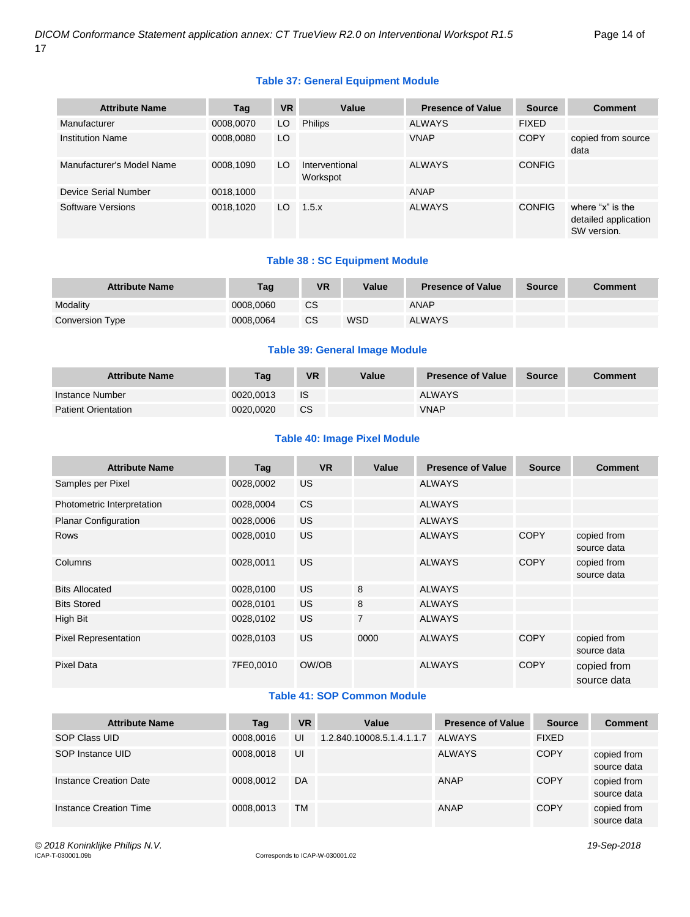**Table 37: General Equipment Module**

| Attribute Name | Tag | VR | Value | Presence of Value | Source | Comment |
|---|---|---|---|---|---|---|
| Manufacturer | 0008,0070 | LO | Philips | ALWAYS | FIXED | |
| Institution Name | 0008,0080 | LO | | VNAP | COPY | copied from source data |
| Manufacturer's Model Name | 0008,1090 | LO | Interventional Workspot | ALWAYS | CONFIG | |
| Device Serial Number | 0018,1000 | | | ANAP | | |
| Software Versions | 0018,1020 | LO | 1.5.x | ALWAYS | CONFIG | where "x" is the detailed application SW version. |

**Table 38 : SC Equipment Module**

| Attribute Name | Tag | VR | Value | Presence of Value | Source | Comment |
|---|---|---|---|---|---|---|
| Modality | 0008,0060 | CS | | ANAP | | |
| Conversion Type | 0008,0064 | CS | WSD | ALWAYS | | |

**Table 39: General Image Module**

| Attribute Name | Tag | VR | Value | Presence of Value | Source | Comment |
|---|---|---|---|---|---|---|
| Instance Number | 0020,0013 | IS | | ALWAYS | | |
| Patient Orientation | 0020,0020 | CS | | VNAP | | |

**Table 40: Image Pixel Module**

| Attribute Name | Tag | VR | Value | Presence of Value | Source | Comment |
|---|---|---|---|---|---|---|
| Samples per Pixel | 0028,0002 | US | | ALWAYS | | |
| Photometric Interpretation | 0028,0004 | CS | | ALWAYS | | |
| Planar Configuration | 0028,0006 | US | | ALWAYS | | |
| Rows | 0028,0010 | US | | ALWAYS | COPY | copied from source data |
| Columns | 0028,0011 | US | | ALWAYS | COPY | copied from source data |
| Bits Allocated | 0028,0100 | US | 8 | ALWAYS | | |
| Bits Stored | 0028,0101 | US | 8 | ALWAYS | | |
| High Bit | 0028,0102 | US | 7 | ALWAYS | | |
| Pixel Representation | 0028,0103 | US | 0000 | ALWAYS | COPY | copied from source data |
| Pixel Data | 7FE0,0010 | OW/OB | | ALWAYS | COPY | copied from source data |

**Table 41: SOP Common Module**

| Attribute Name | Tag | VR | Value | Presence of Value | Source | Comment |
|---|---|---|---|---|---|---|
| SOP Class UID | 0008,0016 | UI | 1.2.840.10008.5.1.4.1.1.7 | ALWAYS | FIXED | |
| SOP Instance UID | 0008,0018 | UI | | ALWAYS | COPY | copied from source data |
| Instance Creation Date | 0008,0012 | DA | | ANAP | COPY | copied from source data |
| Instance Creation Time | 0008,0013 | TM | | ANAP | COPY | copied from source data |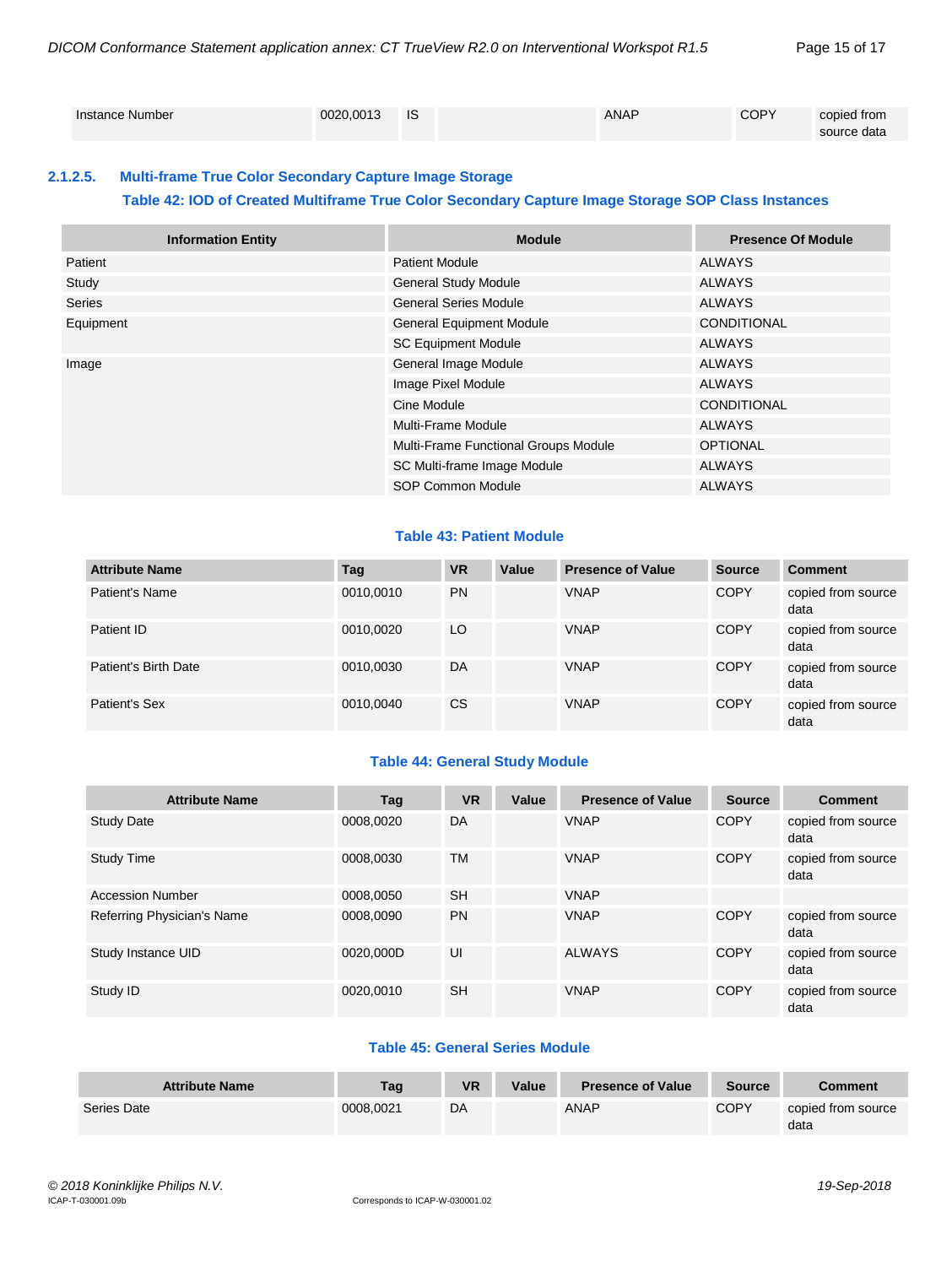| Instance Number | 0020,0013 | IS | | ANAP | COPY | copied from source data |
|---|---|---|---|---|---|---|

### 2.1.2.5. Multi-frame True Color Secondary Capture Image Storage

**Table 42: IOD of Created Multiframe True Color Secondary Capture Image Storage SOP Class Instances**

| Information Entity | Module | Presence Of Module |
|---|---|---|
| Patient | Patient Module | ALWAYS |
| Study | General Study Module | ALWAYS |
| Series | General Series Module | ALWAYS |
| Equipment | General Equipment Module | CONDITIONAL |
| | SC Equipment Module | ALWAYS |
| Image | General Image Module | ALWAYS |
| | Image Pixel Module | ALWAYS |
| | Cine Module | CONDITIONAL |
| | Multi-Frame Module | ALWAYS |
| | Multi-Frame Functional Groups Module | OPTIONAL |
| | SC Multi-frame Image Module | ALWAYS |
| | SOP Common Module | ALWAYS |

**Table 43: Patient Module**

| Attribute Name | Tag | VR | Value | Presence of Value | Source | Comment |
|---|---|---|---|---|---|---|
| Patient's Name | 0010,0010 | PN | | VNAP | COPY | copied from source data |
| Patient ID | 0010,0020 | LO | | VNAP | COPY | copied from source data |
| Patient's Birth Date | 0010,0030 | DA | | VNAP | COPY | copied from source data |
| Patient's Sex | 0010,0040 | CS | | VNAP | COPY | copied from source data |

**Table 44: General Study Module**

| Attribute Name | Tag | VR | Value | Presence of Value | Source | Comment |
|---|---|---|---|---|---|---|
| Study Date | 0008,0020 | DA | | VNAP | COPY | copied from source data |
| Study Time | 0008,0030 | TM | | VNAP | COPY | copied from source data |
| Accession Number | 0008,0050 | SH | | VNAP | | |
| Referring Physician's Name | 0008,0090 | PN | | VNAP | COPY | copied from source data |
| Study Instance UID | 0020,000D | UI | | ALWAYS | COPY | copied from source data |
| Study ID | 0020,0010 | SH | | VNAP | COPY | copied from source data |

**Table 45: General Series Module**

| Attribute Name | Tag | VR | Value | Presence of Value | Source | Comment |
|---|---|---|---|---|---|---|
| Series Date | 0008,0021 | DA | | ANAP | COPY | copied from source data |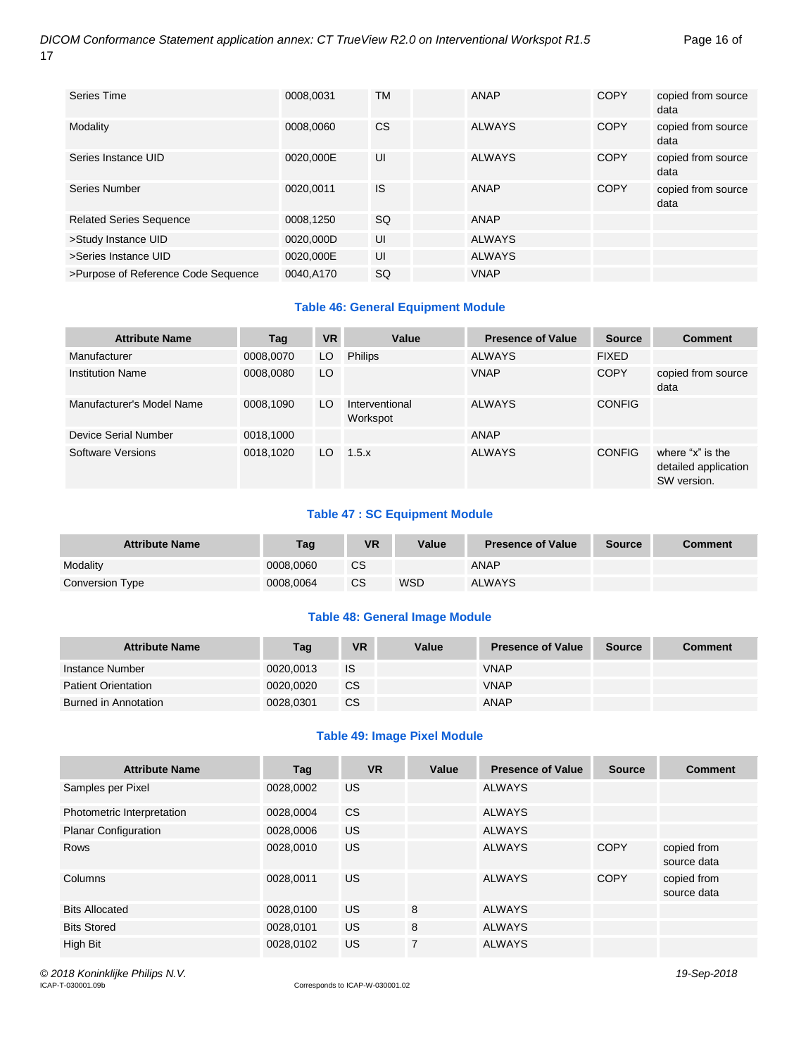| Series Time | 0008,0031 | TM | | ANAP | COPY | copied from source data |
|---|---|---|---|---|---|---|
| Modality | 0008,0060 | CS | | ALWAYS | COPY | copied from source data |
| Series Instance UID | 0020,000E | UI | | ALWAYS | COPY | copied from source data |
| Series Number | 0020,0011 | IS | | ANAP | COPY | copied from source data |
| Related Series Sequence | 0008,1250 | SQ | | ANAP | | |
| >Study Instance UID | 0020,000D | UI | | ALWAYS | | |
| >Series Instance UID | 0020,000E | UI | | ALWAYS | | |
| >Purpose of Reference Code Sequence | 0040,A170 | SQ | | VNAP | | |

**Table 46: General Equipment Module**

| Attribute Name | Tag | VR | Value | Presence of Value | Source | Comment |
|---|---|---|---|---|---|---|
| Manufacturer | 0008,0070 | LO | Philips | ALWAYS | FIXED | |
| Institution Name | 0008,0080 | LO | | VNAP | COPY | copied from source data |
| Manufacturer's Model Name | 0008,1090 | LO | Interventional Workspot | ALWAYS | CONFIG | |
| Device Serial Number | 0018,1000 | | | ANAP | | |
| Software Versions | 0018,1020 | LO | 1.5.x | ALWAYS | CONFIG | where "x" is the detailed application SW version. |

**Table 47 : SC Equipment Module**

| Attribute Name | Tag | VR | Value | Presence of Value | Source | Comment |
|---|---|---|---|---|---|---|
| Modality | 0008,0060 | CS | | ANAP | | |
| Conversion Type | 0008,0064 | CS | WSD | ALWAYS | | |

**Table 48: General Image Module**

| Attribute Name | Tag | VR | Value | Presence of Value | Source | Comment |
|---|---|---|---|---|---|---|
| Instance Number | 0020,0013 | IS | | VNAP | | |
| Patient Orientation | 0020,0020 | CS | | VNAP | | |
| Burned in Annotation | 0028,0301 | CS | | ANAP | | |

**Table 49: Image Pixel Module**

| Attribute Name | Tag | VR | Value | Presence of Value | Source | Comment |
|---|---|---|---|---|---|---|
| Samples per Pixel | 0028,0002 | US | | ALWAYS | | |
| Photometric Interpretation | 0028,0004 | CS | | ALWAYS | | |
| Planar Configuration | 0028,0006 | US | | ALWAYS | | |
| Rows | 0028,0010 | US | | ALWAYS | COPY | copied from source data |
| Columns | 0028,0011 | US | | ALWAYS | COPY | copied from source data |
| Bits Allocated | 0028,0100 | US | 8 | ALWAYS | | |
| Bits Stored | 0028,0101 | US | 8 | ALWAYS | | |
| High Bit | 0028,0102 | US | 7 | ALWAYS | | |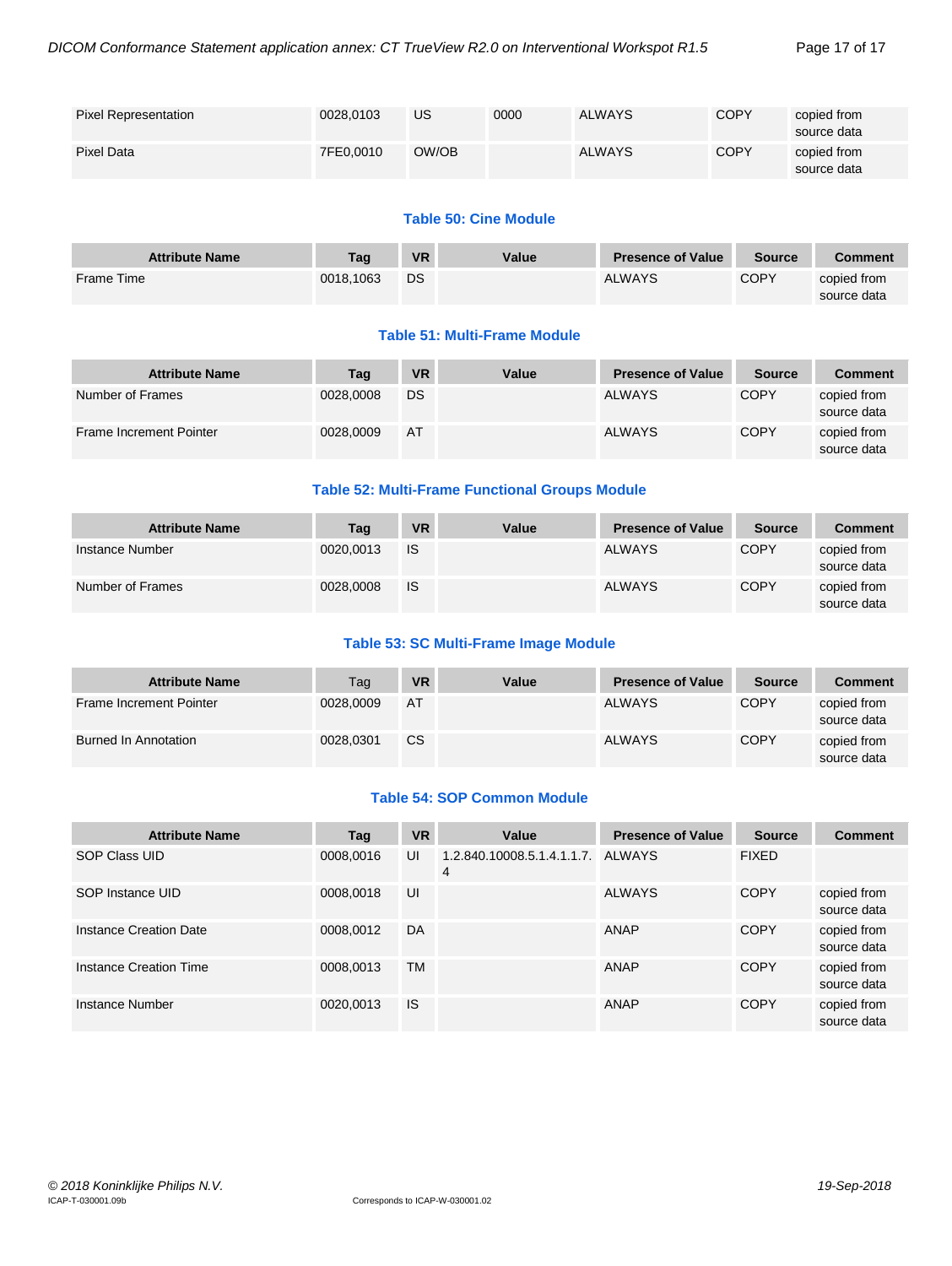| | | | | | | |
|---|---|---|---|---|---|---|
| Pixel Representation | 0028,0103 | US | 0000 | ALWAYS | COPY | copied from source data |
| Pixel Data | 7FE0,0010 | OW/OB | | ALWAYS | COPY | copied from source data |

**Table 50: Cine Module**

| Attribute Name | Tag | VR | Value | Presence of Value | Source | Comment |
|---|---|---|---|---|---|---|
| Frame Time | 0018,1063 | DS | | ALWAYS | COPY | copied from source data |

**Table 51: Multi-Frame Module**

| Attribute Name | Tag | VR | Value | Presence of Value | Source | Comment |
|---|---|---|---|---|---|---|
| Number of Frames | 0028,0008 | DS | | ALWAYS | COPY | copied from source data |
| Frame Increment Pointer | 0028,0009 | AT | | ALWAYS | COPY | copied from source data |

**Table 52: Multi-Frame Functional Groups Module**

| Attribute Name | Tag | VR | Value | Presence of Value | Source | Comment |
|---|---|---|---|---|---|---|
| Instance Number | 0020,0013 | IS | | ALWAYS | COPY | copied from source data |
| Number of Frames | 0028,0008 | IS | | ALWAYS | COPY | copied from source data |

**Table 53: SC Multi-Frame Image Module**

| Attribute Name | Tag | VR | Value | Presence of Value | Source | Comment |
|---|---|---|---|---|---|---|
| Frame Increment Pointer | 0028,0009 | AT | | ALWAYS | COPY | copied from source data |
| Burned In Annotation | 0028,0301 | CS | | ALWAYS | COPY | copied from source data |

**Table 54: SOP Common Module**

| Attribute Name | Tag | VR | Value | Presence of Value | Source | Comment |
|---|---|---|---|---|---|---|
| SOP Class UID | 0008,0016 | UI | 1.2.840.10008.5.1.4.1.1.7.4 | ALWAYS | FIXED | |
| SOP Instance UID | 0008,0018 | UI | | ALWAYS | COPY | copied from source data |
| Instance Creation Date | 0008,0012 | DA | | ANAP | COPY | copied from source data |
| Instance Creation Time | 0008,0013 | TM | | ANAP | COPY | copied from source data |
| Instance Number | 0020,0013 | IS | | ANAP | COPY | copied from source data |